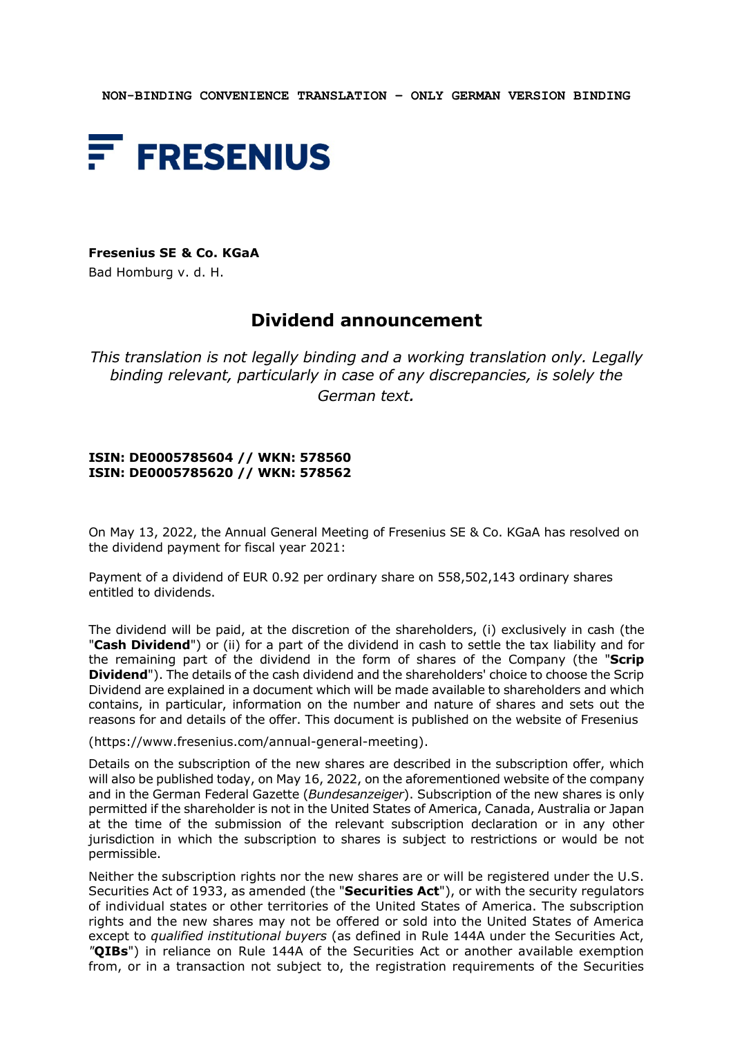NON-BINDING CONVENIENCE TRANSLATION – ONLY GERMAN VERSION BINDING

FRESENIUS

**Fresenius SE & Co. KGaA**
Bad Homburg v. d. H.

# Dividend announcement

*This translation is not legally binding and a working translation only. Legally binding relevant, particularly in case of any discrepancies, is solely the German text.*

**ISIN: DE0005785604 // WKN: 578560**
**ISIN: DE0005785620 // WKN: 578562**

On May 13, 2022, the Annual General Meeting of Fresenius SE & Co. KGaA has resolved on the dividend payment for fiscal year 2021:

Payment of a dividend of EUR 0.92 per ordinary share on 558,502,143 ordinary shares entitled to dividends.

The dividend will be paid, at the discretion of the shareholders, (i) exclusively in cash (the "**Cash Dividend**") or (ii) for a part of the dividend in cash to settle the tax liability and for the remaining part of the dividend in the form of shares of the Company (the "**Scrip Dividend**"). The details of the cash dividend and the shareholders' choice to choose the Scrip Dividend are explained in a document which will be made available to shareholders and which contains, in particular, information on the number and nature of shares and sets out the reasons for and details of the offer. This document is published on the website of Fresenius

(https://www.fresenius.com/annual-general-meeting).

Details on the subscription of the new shares are described in the subscription offer, which will also be published today, on May 16, 2022, on the aforementioned website of the company and in the German Federal Gazette (*Bundesanzeiger*). Subscription of the new shares is only permitted if the shareholder is not in the United States of America, Canada, Australia or Japan at the time of the submission of the relevant subscription declaration or in any other jurisdiction in which the subscription to shares is subject to restrictions or would be not permissible.

Neither the subscription rights nor the new shares are or will be registered under the U.S. Securities Act of 1933, as amended (the "**Securities Act**"), or with the security regulators of individual states or other territories of the United States of America. The subscription rights and the new shares may not be offered or sold into the United States of America except to *qualified institutional buyers* (as defined in Rule 144A under the Securities Act, "**QIBs**") in reliance on Rule 144A of the Securities Act or another available exemption from, or in a transaction not subject to, the registration requirements of the Securities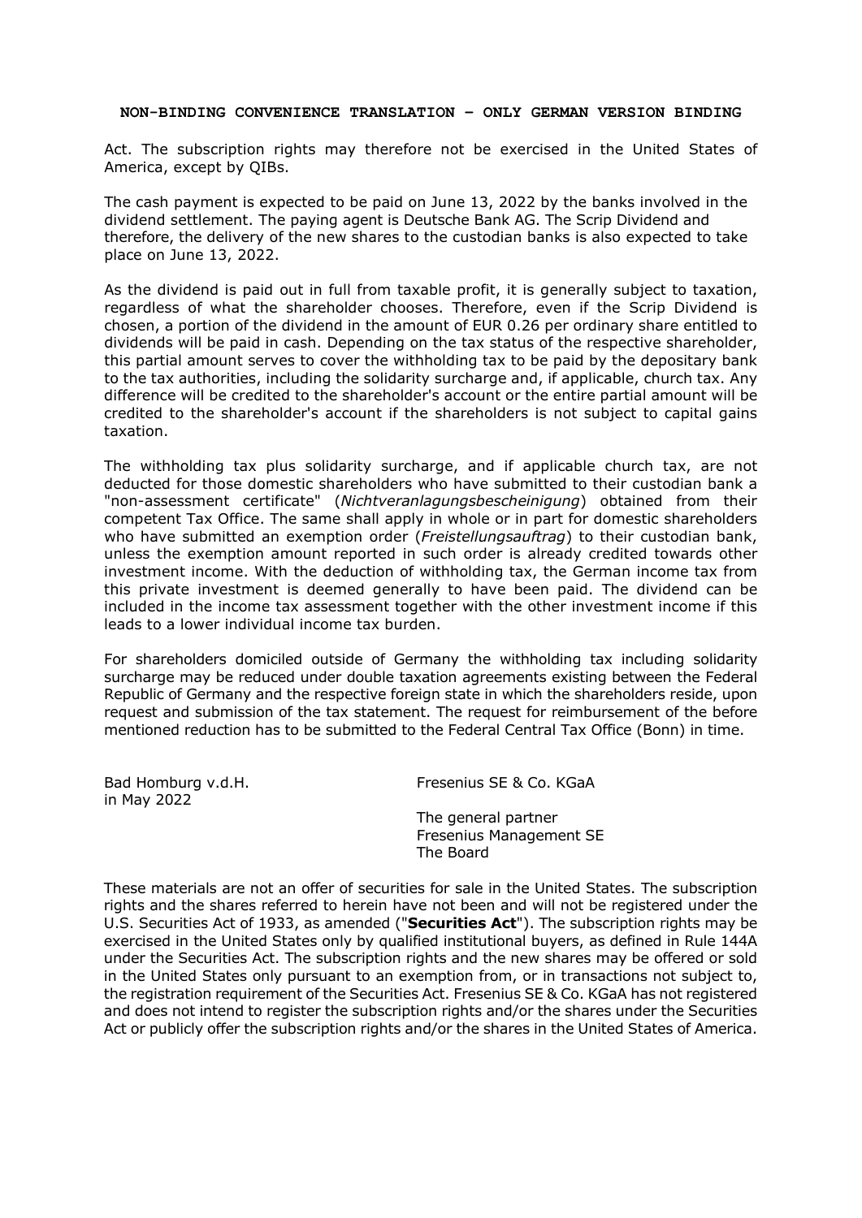**NON-BINDING CONVENIENCE TRANSLATION – ONLY GERMAN VERSION BINDING**

Act. The subscription rights may therefore not be exercised in the United States of America, except by QIBs.

The cash payment is expected to be paid on June 13, 2022 by the banks involved in the dividend settlement. The paying agent is Deutsche Bank AG. The Scrip Dividend and therefore, the delivery of the new shares to the custodian banks is also expected to take place on June 13, 2022.

As the dividend is paid out in full from taxable profit, it is generally subject to taxation, regardless of what the shareholder chooses. Therefore, even if the Scrip Dividend is chosen, a portion of the dividend in the amount of EUR 0.26 per ordinary share entitled to dividends will be paid in cash. Depending on the tax status of the respective shareholder, this partial amount serves to cover the withholding tax to be paid by the depositary bank to the tax authorities, including the solidarity surcharge and, if applicable, church tax. Any difference will be credited to the shareholder's account or the entire partial amount will be credited to the shareholder's account if the shareholders is not subject to capital gains taxation.

The withholding tax plus solidarity surcharge, and if applicable church tax, are not deducted for those domestic shareholders who have submitted to their custodian bank a "non-assessment certificate" (*Nichtveranlagungsbescheinigung*) obtained from their competent Tax Office. The same shall apply in whole or in part for domestic shareholders who have submitted an exemption order (*Freistellungsauftrag*) to their custodian bank, unless the exemption amount reported in such order is already credited towards other investment income. With the deduction of withholding tax, the German income tax from this private investment is deemed generally to have been paid. The dividend can be included in the income tax assessment together with the other investment income if this leads to a lower individual income tax burden.

For shareholders domiciled outside of Germany the withholding tax including solidarity surcharge may be reduced under double taxation agreements existing between the Federal Republic of Germany and the respective foreign state in which the shareholders reside, upon request and submission of the tax statement. The request for reimbursement of the before mentioned reduction has to be submitted to the Federal Central Tax Office (Bonn) in time.

Bad Homburg v.d.H.
in May 2022

Fresenius SE & Co. KGaA

The general partner
Fresenius Management SE
The Board

These materials are not an offer of securities for sale in the United States. The subscription rights and the shares referred to herein have not been and will not be registered under the U.S. Securities Act of 1933, as amended ("**Securities Act**"). The subscription rights may be exercised in the United States only by qualified institutional buyers, as defined in Rule 144A under the Securities Act. The subscription rights and the new shares may be offered or sold in the United States only pursuant to an exemption from, or in transactions not subject to, the registration requirement of the Securities Act. Fresenius SE & Co. KGaA has not registered and does not intend to register the subscription rights and/or the shares under the Securities Act or publicly offer the subscription rights and/or the shares in the United States of America.